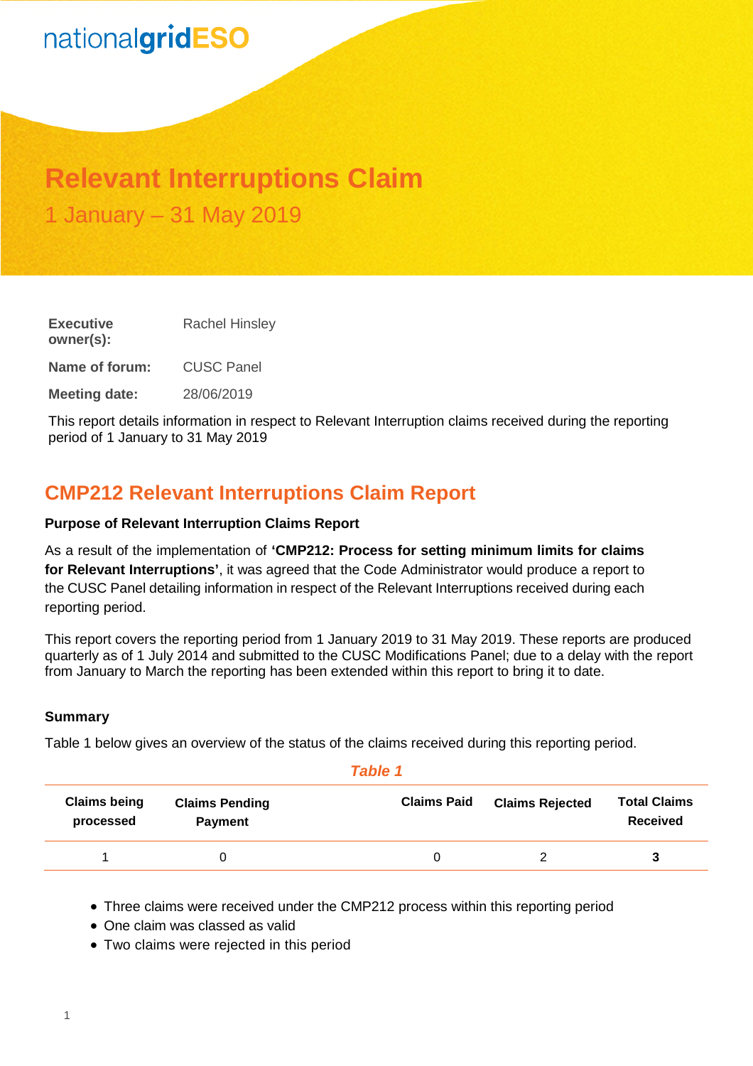nationalgridESO

# Relevant Interruptions Claim

1 January – 31 May 2019

**Executive owner(s):** Rachel Hinsley

**Name of forum:** CUSC Panel

**Meeting date:** 28/06/2019

This report details information in respect to Relevant Interruption claims received during the reporting period of 1 January to 31 May 2019

## CMP212 Relevant Interruptions Claim Report

**Purpose of Relevant Interruption Claims Report**

As a result of the implementation of **'CMP212: Process for setting minimum limits for claims for Relevant Interruptions'**, it was agreed that the Code Administrator would produce a report to the CUSC Panel detailing information in respect of the Relevant Interruptions received during each reporting period.

This report covers the reporting period from 1 January 2019 to 31 May 2019. These reports are produced quarterly as of 1 July 2014 and submitted to the CUSC Modifications Panel; due to a delay with the report from January to March the reporting has been extended within this report to bring it to date.

**Summary**

Table 1 below gives an overview of the status of the claims received during this reporting period.

*Table 1*

| Claims being processed | Claims Pending Payment | Claims Paid | Claims Rejected | Total Claims Received |
|---|---|---|---|---|
| 1 | 0 | 0 | 2 | **3** |

- Three claims were received under the CMP212 process within this reporting period
- One claim was classed as valid
- Two claims were rejected in this period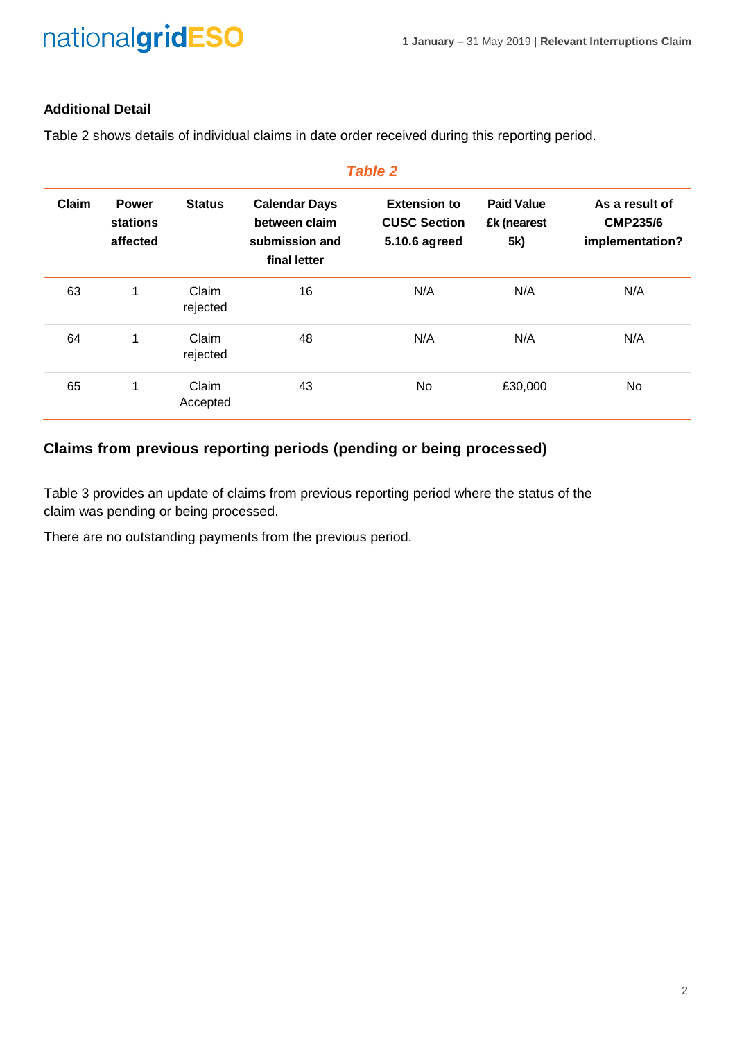### Additional Detail

Table 2 shows details of individual claims in date order received during this reporting period.

*Table 2*

| Claim | Power stations affected | Status | Calendar Days between claim submission and final letter | Extension to CUSC Section 5.10.6 agreed | Paid Value £k (nearest 5k) | As a result of CMP235/6 implementation? |
|---|---|---|---|---|---|---|
| 63 | 1 | Claim rejected | 16 | N/A | N/A | N/A |
| 64 | 1 | Claim rejected | 48 | N/A | N/A | N/A |
| 65 | 1 | Claim Accepted | 43 | No | £30,000 | No |

## Claims from previous reporting periods (pending or being processed)

Table 3 provides an update of claims from previous reporting period where the status of the claim was pending or being processed.

There are no outstanding payments from the previous period.